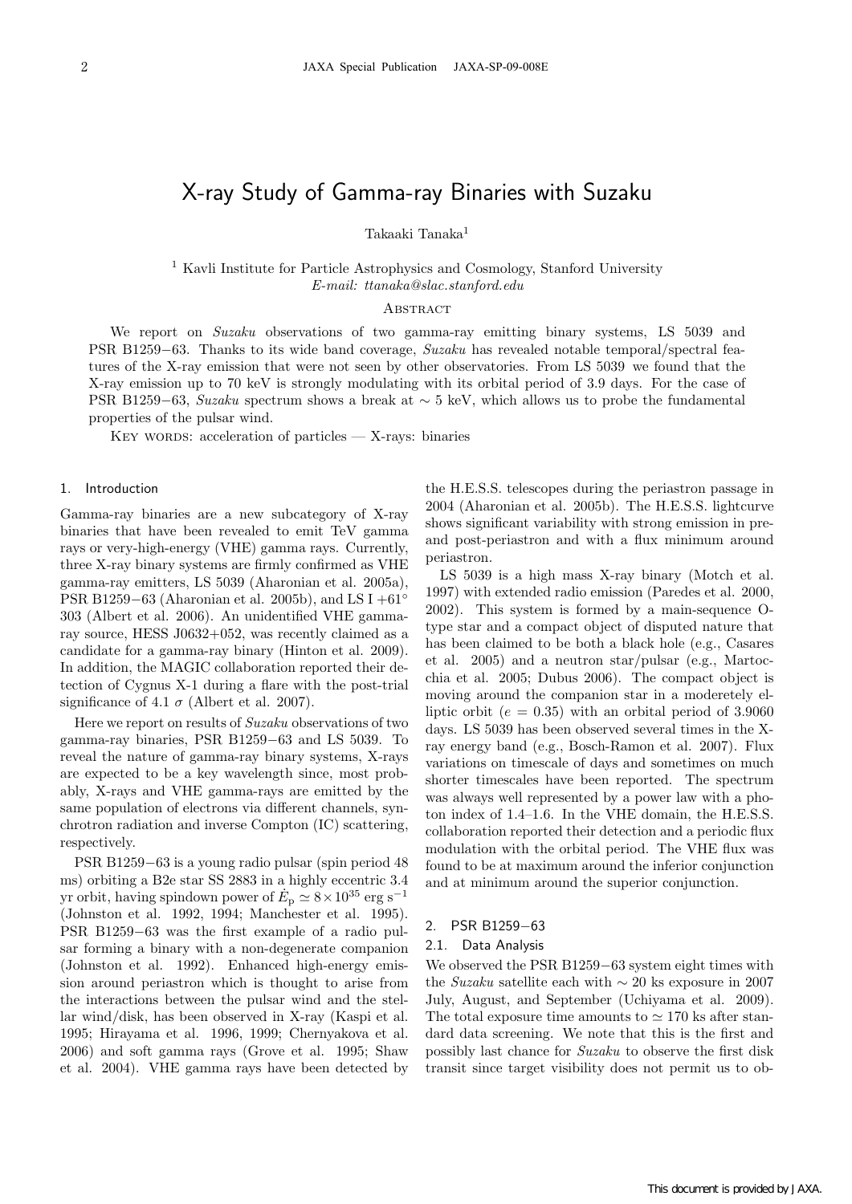# X-ray Study of Gamma-ray Binaries with Suzaku

Takaaki Tanaka[1]

[1] Kavli Institute for Particle Astrophysics and Cosmology, Stanford University
*E-mail: ttanaka@slac.stanford.edu*

## Abstract

We report on *Suzaku* observations of two gamma-ray emitting binary systems, LS 5039 and PSR B1259−63. Thanks to its wide band coverage, *Suzaku* has revealed notable temporal/spectral features of the X-ray emission that were not seen by other observatories. From LS 5039 we found that the X-ray emission up to 70 keV is strongly modulating with its orbital period of 3.9 days. For the case of PSR B1259−63, *Suzaku* spectrum shows a break at $\sim 5$ keV, which allows us to probe the fundamental properties of the pulsar wind.

Key words: acceleration of particles — X-rays: binaries

## 1. Introduction

Gamma-ray binaries are a new subcategory of X-ray binaries that have been revealed to emit TeV gamma rays or very-high-energy (VHE) gamma rays. Currently, three X-ray binary systems are firmly confirmed as VHE gamma-ray emitters, LS 5039 (Aharonian et al. 2005a), PSR B1259−63 (Aharonian et al. 2005b), and LS I $+61^\circ$ 303 (Albert et al. 2006). An unidentified VHE gamma-ray source, HESS J0632+052, was recently claimed as a candidate for a gamma-ray binary (Hinton et al. 2009). In addition, the MAGIC collaboration reported their detection of Cygnus X-1 during a flare with the post-trial significance of 4.1 $\sigma$ (Albert et al. 2007).

Here we report on results of *Suzaku* observations of two gamma-ray binaries, PSR B1259−63 and LS 5039. To reveal the nature of gamma-ray binary systems, X-rays are expected to be a key wavelength since, most probably, X-rays and VHE gamma-rays are emitted by the same population of electrons via different channels, synchrotron radiation and inverse Compton (IC) scattering, respectively.

PSR B1259−63 is a young radio pulsar (spin period 48 ms) orbiting a B2e star SS 2883 in a highly eccentric 3.4 yr orbit, having spindown power of $\dot{E}_{\rm p} \simeq 8 \times 10^{35}$ erg s$^{-1}$ (Johnston et al. 1992, 1994; Manchester et al. 1995). PSR B1259−63 was the first example of a radio pulsar forming a binary with a non-degenerate companion (Johnston et al. 1992). Enhanced high-energy emission around periastron which is thought to arise from the interactions between the pulsar wind and the stellar wind/disk, has been observed in X-ray (Kaspi et al. 1995; Hirayama et al. 1996, 1999; Chernyakova et al. 2006) and soft gamma rays (Grove et al. 1995; Shaw et al. 2004). VHE gamma rays have been detected by the H.E.S.S. telescopes during the periastron passage in 2004 (Aharonian et al. 2005b). The H.E.S.S. lightcurve shows significant variability with strong emission in pre- and post-periastron and with a flux minimum around periastron.

LS 5039 is a high mass X-ray binary (Motch et al. 1997) with extended radio emission (Paredes et al. 2000, 2002). This system is formed by a main-sequence O-type star and a compact object of disputed nature that has been claimed to be both a black hole (e.g., Casares et al. 2005) and a neutron star/pulsar (e.g., Martocchia et al. 2005; Dubus 2006). The compact object is moving around the companion star in a moderetely elliptic orbit ($e = 0.35$) with an orbital period of 3.9060 days. LS 5039 has been observed several times in the X-ray energy band (e.g., Bosch-Ramon et al. 2007). Flux variations on timescale of days and sometimes on much shorter timescales have been reported. The spectrum was always well represented by a power law with a photon index of 1.4–1.6. In the VHE domain, the H.E.S.S. collaboration reported their detection and a periodic flux modulation with the orbital period. The VHE flux was found to be at maximum around the inferior conjunction and at minimum around the superior conjunction.

## 2. PSR B1259−63

### 2.1. Data Analysis

We observed the PSR B1259−63 system eight times with the *Suzaku* satellite each with $\sim 20$ ks exposure in 2007 July, August, and September (Uchiyama et al. 2009). The total exposure time amounts to $\simeq 170$ ks after standard data screening. We note that this is the first and possibly last chance for *Suzaku* to observe the first disk transit since target visibility does not permit us to ob-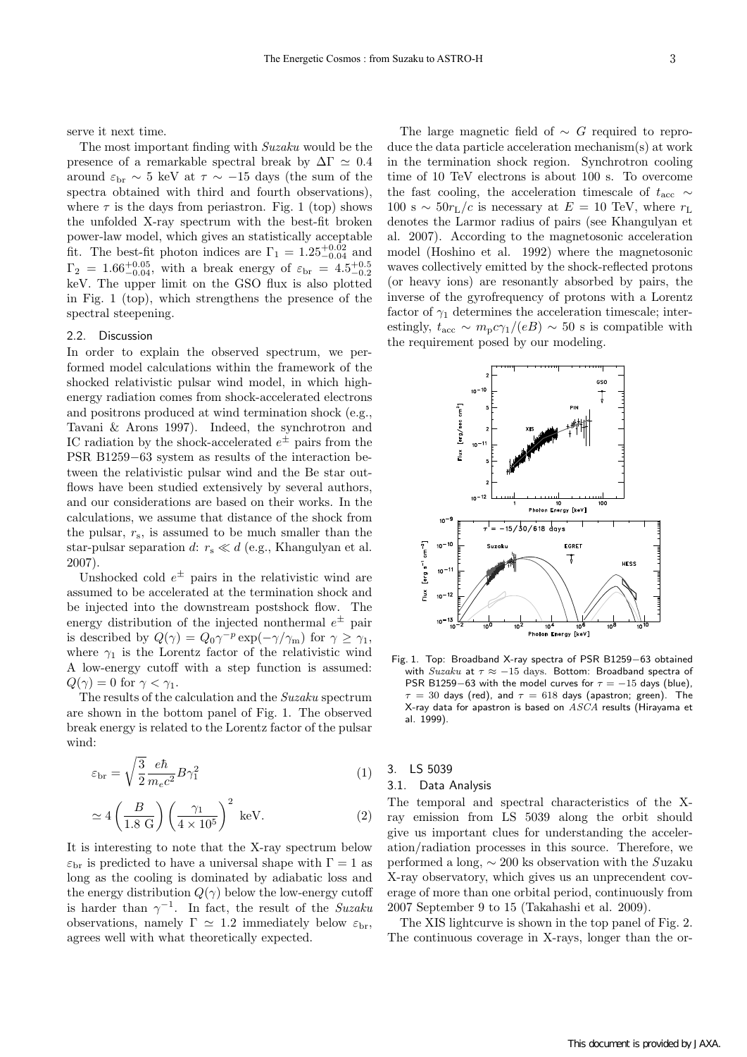serve it next time.

The most important finding with *Suzaku* would be the presence of a remarkable spectral break by $\Delta\Gamma \simeq 0.4$ around $\varepsilon_{\rm br} \sim 5$ keV at $\tau \sim -15$ days (the sum of the spectra obtained with third and fourth observations), where $\tau$ is the days from periastron. Fig. 1 (top) shows the unfolded X-ray spectrum with the best-fit broken power-law model, which gives an statistically acceptable fit. The best-fit photon indices are $\Gamma_1 = 1.25^{+0.02}_{-0.04}$ and $\Gamma_2 = 1.66^{+0.05}_{-0.04}$, with a break energy of $\varepsilon_{\rm br} = 4.5^{+0.5}_{-0.2}$ keV. The upper limit on the GSO flux is also plotted in Fig. 1 (top), which strengthens the presence of the spectral steepening.

### 2.2. Discussion

In order to explain the observed spectrum, we performed model calculations within the framework of the shocked relativistic pulsar wind model, in which high-energy radiation comes from shock-accelerated electrons and positrons produced at wind termination shock (e.g., Tavani & Arons 1997). Indeed, the synchrotron and IC radiation by the shock-accelerated $e^{\pm}$ pairs from the PSR B1259−63 system as results of the interaction between the relativistic pulsar wind and the Be star outflows have been studied extensively by several authors, and our considerations are based on their works. In the calculations, we assume that distance of the shock from the pulsar, $r_{\rm s}$, is assumed to be much smaller than the star-pulsar separation $d$: $r_{\rm s} \ll d$ (e.g., Khangulyan et al. 2007).

Unshocked cold $e^{\pm}$ pairs in the relativistic wind are assumed to be accelerated at the termination shock and be injected into the downstream postshock flow. The energy distribution of the injected nonthermal $e^{\pm}$ pair is described by $Q(\gamma) = Q_0\gamma^{-p}\exp(-\gamma/\gamma_{\rm m})$ for $\gamma \geq \gamma_1$, where $\gamma_1$ is the Lorentz factor of the relativistic wind A low-energy cutoff with a step function is assumed: $Q(\gamma) = 0$ for $\gamma < \gamma_1$.

The results of the calculation and the *Suzaku* spectrum are shown in the bottom panel of Fig. 1. The observed break energy is related to the Lorentz factor of the pulsar wind:

$$\varepsilon_{\rm br} = \sqrt{\frac{3}{2}}\frac{e\hbar}{m_e c^2}B\gamma_1^2 \quad (1)$$

$$\simeq 4\left(\frac{B}{1.8\ {\rm G}}\right)\left(\frac{\gamma_1}{4\times10^5}\right)^2\ {\rm keV}. \quad (2)$$

It is interesting to note that the X-ray spectrum below $\varepsilon_{\rm br}$ is predicted to have a universal shape with $\Gamma = 1$ as long as the cooling is dominated by adiabatic loss and the energy distribution $Q(\gamma)$ below the low-energy cutoff is harder than $\gamma^{-1}$. In fact, the result of the *Suzaku* observations, namely $\Gamma \simeq 1.2$ immediately below $\varepsilon_{\rm br}$, agrees well with what theoretically expected.

The large magnetic field of $\sim G$ required to reproduce the data particle acceleration mechanism(s) at work in the termination shock region. Synchrotron cooling time of 10 TeV electrons is about 100 s. To overcome the fast cooling, the acceleration timescale of $t_{\rm acc} \sim 100\ {\rm s} \sim 50r_{\rm L}/c$ is necessary at $E = 10$ TeV, where $r_{\rm L}$ denotes the Larmor radius of pairs (see Khangulyan et al. 2007). According to the magnetosonic acceleration model (Hoshino et al. 1992) where the magnetosonic waves collectively emitted by the shock-reflected protons (or heavy ions) are resonantly absorbed by pairs, the inverse of the gyrofrequency of protons with a Lorentz factor of $\gamma_1$ determines the acceleration timescale; interestingly, $t_{\rm acc} \sim m_{\rm p}c\gamma_1/(eB) \sim 50$ s is compatible with the requirement posed by our modeling.

Fig. 1. Top: Broadband X-ray spectra of PSR B1259−63 obtained with *Suzaku* at $\tau \approx -15$ days. Bottom: Broadband spectra of PSR B1259−63 with the model curves for $\tau = -15$ days (blue), $\tau = 30$ days (red), and $\tau = 618$ days (apastron; green). The X-ray data for apastron is based on *ASCA* results (Hirayama et al. 1999).

## 3. LS 5039

### 3.1. Data Analysis

The temporal and spectral characteristics of the X-ray emission from LS 5039 along the orbit should give us important clues for understanding the acceleration/radiation processes in this source. Therefore, we performed a long, $\sim 200$ ks observation with the *Suzaku* X-ray observatory, which gives us an unprecendent coverage of more than one orbital period, continuously from 2007 September 9 to 15 (Takahashi et al. 2009).

The XIS lightcurve is shown in the top panel of Fig. 2. The continuous coverage in X-rays, longer than the or-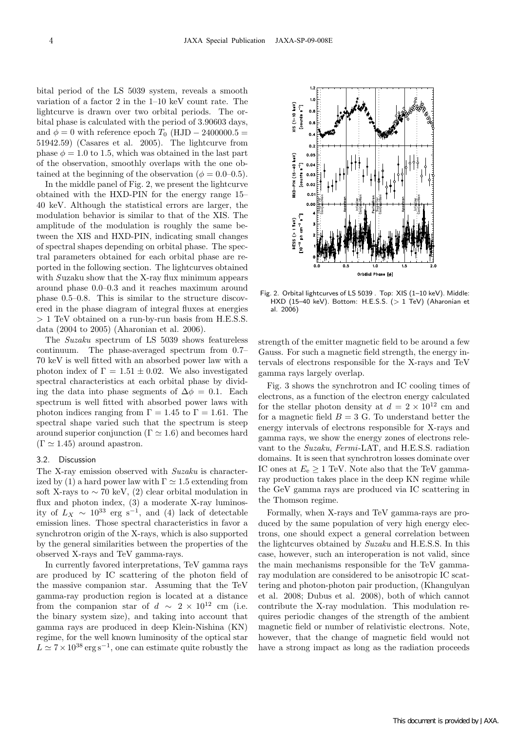bital period of the LS 5039 system, reveals a smooth variation of a factor 2 in the 1–10 keV count rate. The lightcurve is drawn over two orbital periods. The orbital phase is calculated with the period of 3.90603 days, and $\phi = 0$ with reference epoch $T_0$ (HJD $- 2400000.5 = 51942.59$) (Casares et al. 2005). The lightcurve from phase $\phi = 1.0$ to 1.5, which was obtained in the last part of the observation, smoothly overlaps with the one obtained at the beginning of the observation ($\phi = 0.0$–0.5).

In the middle panel of Fig. 2, we present the lightcurve obtained with the HXD-PIN for the energy range 15–40 keV. Although the statistical errors are larger, the modulation behavior is similar to that of the XIS. The amplitude of the modulation is roughly the same between the XIS and HXD-PIN, indicating small changes of spectral shapes depending on orbital phase. The spectral parameters obtained for each orbital phase are reported in the following section. The lightcurves obtained with *S*uzaku show that the X-ray flux minimum appears around phase 0.0–0.3 and it reaches maximum around phase 0.5–0.8. This is similar to the structure discovered in the phase diagram of integral fluxes at energies $> 1$ TeV obtained on a run-by-run basis from H.E.S.S. data (2004 to 2005) (Aharonian et al. 2006).

The *Suzaku* spectrum of LS 5039 shows featureless continuum. The phase-averaged spectrum from 0.7–70 keV is well fitted with an absorbed power law with a photon index of $\Gamma = 1.51 \pm 0.02$. We also investigated spectral characteristics at each orbital phase by dividing the data into phase segments of $\Delta\phi = 0.1$. Each spectrum is well fitted with absorbed power laws with photon indices ranging from $\Gamma = 1.45$ to $\Gamma = 1.61$. The spectral shape varied such that the spectrum is steep around superior conjunction ($\Gamma \simeq 1.6$) and becomes hard ($\Gamma \simeq 1.45$) around apastron.

### 3.2. Discussion

The X-ray emission observed with *Suzaku* is characterized by (1) a hard power law with $\Gamma \simeq 1.5$ extending from soft X-rays to $\sim 70$ keV, (2) clear orbital modulation in flux and photon index, (3) a moderate X-ray luminosity of $L_X \sim 10^{33}$ erg s$^{-1}$, and (4) lack of detectable emission lines. Those spectral characteristics in favor a synchrotron origin of the X-rays, which is also supported by the general similarities between the properties of the observed X-rays and TeV gamma-rays.

In currently favored interpretations, TeV gamma rays are produced by IC scattering of the photon field of the massive companion star. Assuming that the TeV gamma-ray production region is located at a distance from the companion star of $d \sim 2 \times 10^{12}$ cm (i.e. the binary system size), and taking into account that gamma rays are produced in deep Klein-Nishina (KN) regime, for the well known luminosity of the optical star $L \simeq 7 \times 10^{38}\,\mathrm{erg\,s^{-1}}$, one can estimate quite robustly the strength of the emitter magnetic field to be around a few Gauss. For such a magnetic field strength, the energy intervals of electrons responsible for the X-rays and TeV gamma rays largely overlap.

Fig. 2. Orbital lightcurves of LS 5039 . Top: XIS (1–10 keV). Middle: HXD (15–40 keV). Bottom: H.E.S.S. ($> 1$ TeV) (Aharonian et al. 2006)

Fig. 3 shows the synchrotron and IC cooling times of electrons, as a function of the electron energy calculated for the stellar photon density at $d = 2 \times 10^{12}$ cm and for a magnetic field $B = 3$ G. To understand better the energy intervals of electrons responsible for X-rays and gamma rays, we show the energy zones of electrons relevant to the *Suzaku*, *Fermi*-LAT, and H.E.S.S. radiation domains. It is seen that synchrotron losses dominate over IC ones at $E_\mathrm{e} \geq 1$ TeV. Note also that the TeV gamma-ray production takes place in the deep KN regime while the GeV gamma rays are produced via IC scattering in the Thomson regime.

Formally, when X-rays and TeV gamma-rays are produced by the same population of very high energy electrons, one should expect a general correlation between the lightcurves obtained by *Suzaku* and H.E.S.S. In this case, however, such an interoperation is not valid, since the main mechanisms responsible for the TeV gamma-ray modulation are considered to be anisotropic IC scattering and photon-photon pair production, (Khangulyan et al. 2008; Dubus et al. 2008), both of which cannot contribute the X-ray modulation. This modulation requires periodic changes of the strength of the ambient magnetic field or number of relativistic electrons. Note, however, that the change of magnetic field would not have a strong impact as long as the radiation proceeds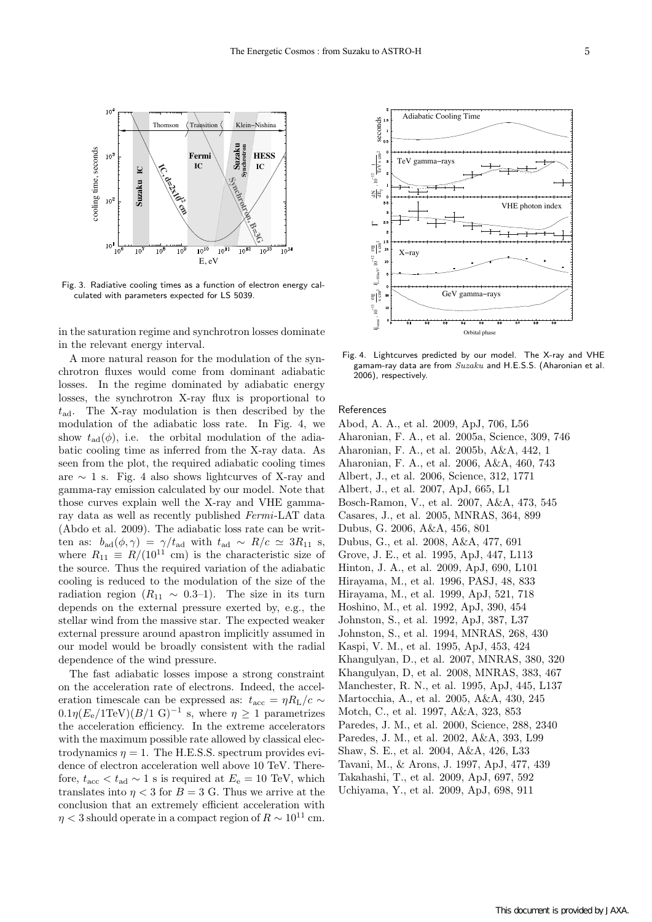10⁴

Thomson

Transition

Klein–Nishina

cooling time, seconds

10³

10²

10¹

Suzaku IC

IC, d=2x10¹² cm

Fermi IC

Suzaku Synchrotron

HESS IC

Synchrotron, B=3G

10⁶ 10⁷ 10⁸ 10⁹ 10¹⁰ 10¹¹ 10¹² 10¹³ 10¹⁴

E, eV

Fig. 3. Radiative cooling times as a function of electron energy calculated with parameters expected for LS 5039.

Adiabatic Cooling Time

seconds

TeV gamma–rays

VHE photon index

X–ray

GeV gamma–rays

Orbital phase

Fig. 4. Lightcurves predicted by our model. The X-ray and VHE gamam-ray data are from *Suzaku* and H.E.S.S. (Aharonian et al. 2006), respectively.

in the saturation regime and synchrotron losses dominate in the relevant energy interval.

A more natural reason for the modulation of the synchrotron fluxes would come from dominant adiabatic losses. In the regime dominated by adiabatic energy losses, the synchrotron X-ray flux is proportional to $t_{\rm ad}$. The X-ray modulation is then described by the modulation of the adiabatic loss rate. In Fig. 4, we show $t_{\rm ad}(\phi)$, i.e. the orbital modulation of the adiabatic cooling time as inferred from the X-ray data. As seen from the plot, the required adiabatic cooling times are $\sim 1$ s. Fig. 4 also shows lightcurves of X-ray and gamma-ray emission calculated by our model. Note that those curves explain well the X-ray and VHE gamma-ray data as well as recently published *Fermi*-LAT data (Abdo et al. 2009). The adiabatic loss rate can be written as: $b_{\rm ad}(\phi,\gamma) = \gamma/t_{\rm ad}$ with $t_{\rm ad} \sim R/c \simeq 3R_{11}$ s, where $R_{11} \equiv R/(10^{11}$ cm) is the characteristic size of the source. Thus the required variation of the adiabatic cooling is reduced to the modulation of the size of the radiation region ($R_{11} \sim 0.3$–1). The size in its turn depends on the external pressure exerted by, e.g., the stellar wind from the massive star. The expected weaker external pressure around apastron implicitly assumed in our model would be broadly consistent with the radial dependence of the wind pressure.

The fast adiabatic losses impose a strong constraint on the acceleration rate of electrons. Indeed, the acceleration timescale can be expressed as: $t_{\rm acc} = \eta R_{\rm L}/c \sim 0.1\eta(E_{\rm e}/1{\rm TeV})(B/1~{\rm G})^{-1}$ s, where $\eta \geq 1$ parametrizes the acceleration efficiency. In the extreme accelerators with the maximum possible rate allowed by classical electrodynamics $\eta = 1$. The H.E.S.S. spectrum provides evidence of electron acceleration well above 10 TeV. Therefore, $t_{\rm acc} < t_{\rm ad} \sim 1$ s is required at $E_{\rm e} = 10$ TeV, which translates into $\eta < 3$ for $B = 3$ G. Thus we arrive at the conclusion that an extremely efficient acceleration with $\eta < 3$ should operate in a compact region of $R \sim 10^{11}$ cm.

## References

Abod, A. A., et al. 2009, ApJ, 706, L56
Aharonian, F. A., et al. 2005a, Science, 309, 746
Aharonian, F. A., et al. 2005b, A&A, 442, 1
Aharonian, F. A., et al. 2006, A&A, 460, 743
Albert, J., et al. 2006, Science, 312, 1771
Albert, J., et al. 2007, ApJ, 665, L1
Bosch-Ramon, V., et al. 2007, A&A, 473, 545
Casares, J., et al. 2005, MNRAS, 364, 899
Dubus, G. 2006, A&A, 456, 801
Dubus, G., et al. 2008, A&A, 477, 691
Grove, J. E., et al. 1995, ApJ, 447, L113
Hinton, J. A., et al. 2009, ApJ, 690, L101
Hirayama, M., et al. 1996, PASJ, 48, 833
Hirayama, M., et al. 1999, ApJ, 521, 718
Hoshino, M., et al. 1992, ApJ, 390, 454
Johnston, S., et al. 1992, ApJ, 387, L37
Johnston, S., et al. 1994, MNRAS, 268, 430
Kaspi, V. M., et al. 1995, ApJ, 453, 424
Khangulyan, D., et al. 2007, MNRAS, 380, 320
Khangulyan, D, et al. 2008, MNRAS, 383, 467
Manchester, R. N., et al. 1995, ApJ, 445, L137
Martocchia, A., et al. 2005, A&A, 430, 245
Motch, C., et al. 1997, A&A, 323, 853
Paredes, J. M., et al. 2000, Science, 288, 2340
Paredes, J. M., et al. 2002, A&A, 393, L99
Shaw, S. E., et al. 2004, A&A, 426, L33
Tavani, M., & Arons, J. 1997, ApJ, 477, 439
Takahashi, T., et al. 2009, ApJ, 697, 592
Uchiyama, Y., et al. 2009, ApJ, 698, 911